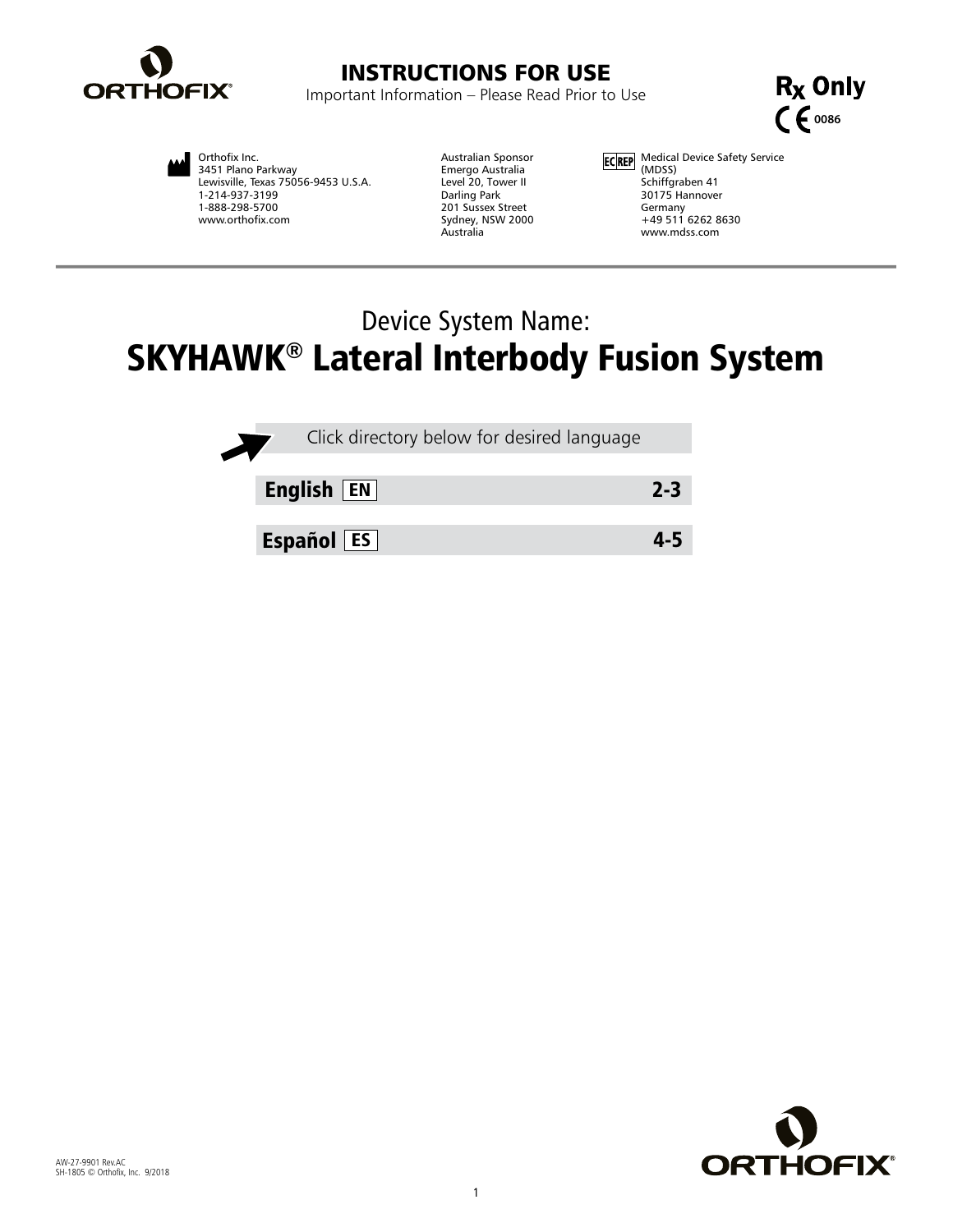**ORTHOFIX**

# INSTRUCTIONS FOR USE

Important Information – Please Read Prior to Use

**Rx Only**

CE 0086

Orthofix Inc.
3451 Plano Parkway
Lewisville, Texas 75056-9453 U.S.A.
1-214-937-3199
1-888-298-5700
www.orthofix.com

Australian Sponsor
Emergo Australia
Level 20, Tower II
Darling Park
201 Sussex Street
Sydney, NSW 2000
Australia

EC REP
Medical Device Safety Service (MDSS)
Schiffgraben 41
30175 Hannover
Germany
+49 511 6262 8630
www.mdss.com

---

Device System Name:

## SKYHAWK® Lateral Interbody Fusion System

Click directory below for desired language

| | |
|---|---|
| **English** EN | **2-3** |
| **Español** ES | **4-5** |

AW-27-9901 Rev.AC
SH-1805 © Orthofix, Inc. 9/2018

**ORTHOFIX**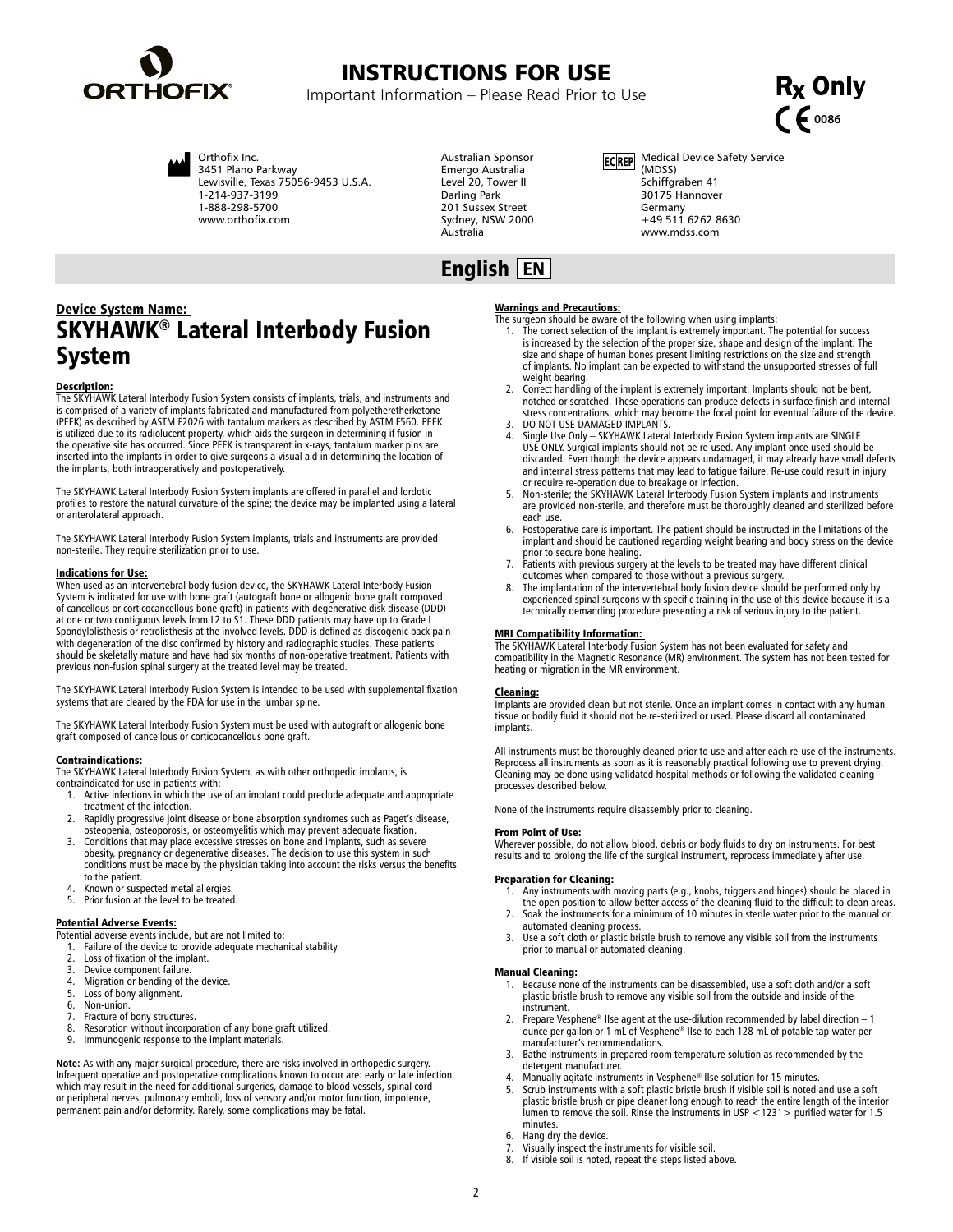# INSTRUCTIONS FOR USE

Important Information – Please Read Prior to Use

**Rx Only**
CE 0086

Orthofix Inc.
3451 Plano Parkway
Lewisville, Texas 75056-9453 U.S.A.
1-214-937-3199
1-888-298-5700
www.orthofix.com

Australian Sponsor
Emergo Australia
Level 20, Tower II
Darling Park
201 Sussex Street
Sydney, NSW 2000
Australia

EC REP Medical Device Safety Service (MDSS)
Schiffgraben 41
30175 Hannover
Germany
+49 511 6262 8630
www.mdss.com

## English EN

**Device System Name:**

# SKYHAWK® Lateral Interbody Fusion System

### Description:

The SKYHAWK Lateral Interbody Fusion System consists of implants, trials, and instruments and is comprised of a variety of implants fabricated and manufactured from polyetheretherketone (PEEK) as described by ASTM F2026 with tantalum markers as described by ASTM F560. PEEK is utilized due to its radiolucent property, which aids the surgeon in determining if fusion in the operative site has occurred. Since PEEK is transparent in x-rays, tantalum marker pins are inserted into the implants in order to give surgeons a visual aid in determining the location of the implants, both intraoperatively and postoperatively.

The SKYHAWK Lateral Interbody Fusion System implants are offered in parallel and lordotic profiles to restore the natural curvature of the spine; the device may be implanted using a lateral or anterolateral approach.

The SKYHAWK Lateral Interbody Fusion System implants, trials and instruments are provided non-sterile. They require sterilization prior to use.

### Indications for Use:

When used as an intervertebral body fusion device, the SKYHAWK Lateral Interbody Fusion System is indicated for use with bone graft (autograft bone or allogenic bone graft composed of cancellous or corticocancellous bone graft) in patients with degenerative disk disease (DDD) at one or two contiguous levels from L2 to S1. These DDD patients may have up to Grade I Spondylolisthesis or retrolisthesis at the involved levels. DDD is defined as discogenic back pain with degeneration of the disc confirmed by history and radiographic studies. These patients should be skeletally mature and have had six months of non-operative treatment. Patients with previous non-fusion spinal surgery at the treated level may be treated.

The SKYHAWK Lateral Interbody Fusion System is intended to be used with supplemental fixation systems that are cleared by the FDA for use in the lumbar spine.

The SKYHAWK Lateral Interbody Fusion System must be used with autograft or allogenic bone graft composed of cancellous or corticocancellous bone graft.

### Contraindications:

The SKYHAWK Lateral Interbody Fusion System, as with other orthopedic implants, is contraindicated for use in patients with:

1. Active infections in which the use of an implant could preclude adequate and appropriate treatment of the infection.
2. Rapidly progressive joint disease or bone absorption syndromes such as Paget's disease, osteopenia, osteoporosis, or osteomyelitis which may prevent adequate fixation.
3. Conditions that may place excessive stresses on bone and implants, such as severe obesity, pregnancy or degenerative diseases. The decision to use this system in such conditions must be made by the physician taking into account the risks versus the benefits to the patient.
4. Known or suspected metal allergies.
5. Prior fusion at the level to be treated.

### Potential Adverse Events:

Potential adverse events include, but are not limited to:

1. Failure of the device to provide adequate mechanical stability.
2. Loss of fixation of the implant.
3. Device component failure.
4. Migration or bending of the device.
5. Loss of bony alignment.
6. Non-union.
7. Fracture of bony structures.
8. Resorption without incorporation of any bone graft utilized.
9. Immunogenic response to the implant materials.

**Note:** As with any major surgical procedure, there are risks involved in orthopedic surgery. Infrequent operative and postoperative complications known to occur are: early or late infection, which may result in the need for additional surgeries, damage to blood vessels, spinal cord or peripheral nerves, pulmonary emboli, loss of sensory and/or motor function, impotence, permanent pain and/or deformity. Rarely, some complications may be fatal.

### Warnings and Precautions:

The surgeon should be aware of the following when using implants:

1. The correct selection of the implant is extremely important. The potential for success is increased by the selection of the proper size, shape and design of the implant. The size and shape of human bones present limiting restrictions on the size and strength of implants. No implant can be expected to withstand the unsupported stresses of full weight bearing.
2. Correct handling of the implant is extremely important. Implants should not be bent, notched or scratched. These operations can produce defects in surface finish and internal stress concentrations, which may become the focal point for eventual failure of the device.
3. DO NOT USE DAMAGED IMPLANTS.
4. Single Use Only – SKYHAWK Lateral Interbody Fusion System implants are SINGLE USE ONLY. Surgical implants should not be re-used. Any implant once used should be discarded. Even though the device appears undamaged, it may already have small defects and internal stress patterns that may lead to fatigue failure. Re-use could result in injury or require re-operation due to breakage or infection.
5. Non-sterile; the SKYHAWK Lateral Interbody Fusion System implants and instruments are provided non-sterile, and therefore must be thoroughly cleaned and sterilized before each use.
6. Postoperative care is important. The patient should be instructed in the limitations of the implant and should be cautioned regarding weight bearing and body stress on the device prior to secure bone healing.
7. Patients with previous surgery at the levels to be treated may have different clinical outcomes when compared to those without a previous surgery.
8. The implantation of the intervertebral body fusion device should be performed only by experienced spinal surgeons with specific training in the use of this device because it is a technically demanding procedure presenting a risk of serious injury to the patient.

### MRI Compatibility Information:

The SKYHAWK Lateral Interbody Fusion System has not been evaluated for safety and compatibility in the Magnetic Resonance (MR) environment. The system has not been tested for heating or migration in the MR environment.

### Cleaning:

Implants are provided clean but not sterile. Once an implant comes in contact with any human tissue or bodily fluid it should not be re-sterilized or used. Please discard all contaminated implants.

All instruments must be thoroughly cleaned prior to use and after each re-use of the instruments. Reprocess all instruments as soon as it is reasonably practical following use to prevent drying. Cleaning may be done using validated hospital methods or following the validated cleaning processes described below.

None of the instruments require disassembly prior to cleaning.

#### From Point of Use:

Wherever possible, do not allow blood, debris or body fluids to dry on instruments. For best results and to prolong the life of the surgical instrument, reprocess immediately after use.

#### Preparation for Cleaning:

1. Any instruments with moving parts (e.g., knobs, triggers and hinges) should be placed in the open position to allow better access of the cleaning fluid to the difficult to clean areas.
2. Soak the instruments for a minimum of 10 minutes in sterile water prior to the manual or automated cleaning process.
3. Use a soft cloth or plastic bristle brush to remove any visible soil from the instruments prior to manual or automated cleaning.

#### Manual Cleaning:

1. Because none of the instruments can be disassembled, use a soft cloth and/or a soft plastic bristle brush to remove any visible soil from the outside and inside of the instrument.
2. Prepare Vesphene® IIse agent at the use-dilution recommended by label direction – 1 ounce per gallon or 1 mL of Vesphene® IIse to each 128 mL of potable tap water per manufacturer's recommendations.
3. Bathe instruments in prepared room temperature solution as recommended by the detergent manufacturer.
4. Manually agitate instruments in Vesphene® IIse solution for 15 minutes.
5. Scrub instruments with a soft plastic bristle brush if visible soil is noted and use a soft plastic bristle brush or pipe cleaner long enough to reach the entire length of the interior lumen to remove the soil. Rinse the instruments in USP <1231> purified water for 1.5 minutes.
6. Hang dry the device.
7. Visually inspect the instruments for visible soil.
8. If visible soil is noted, repeat the steps listed above.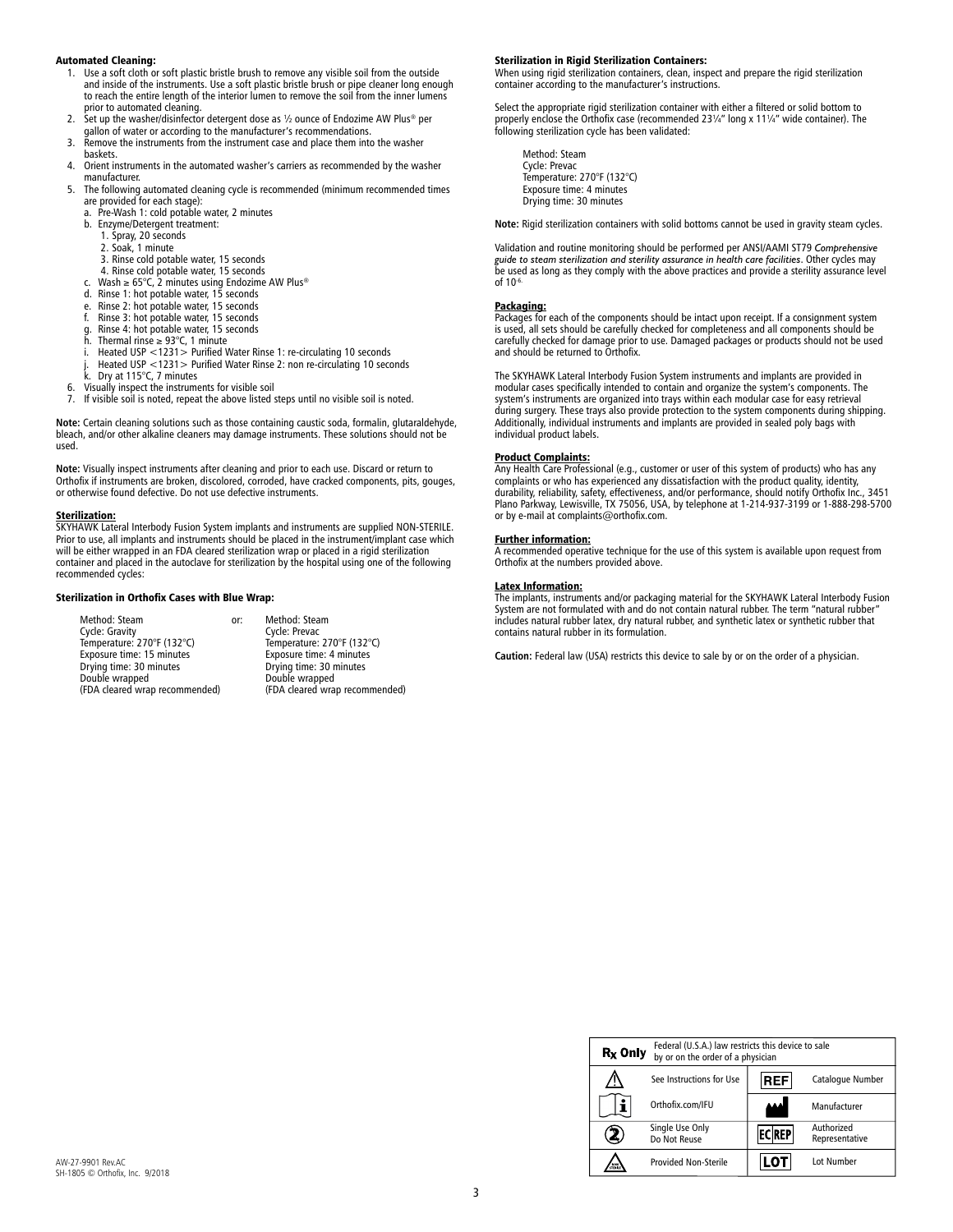### Automated Cleaning:

1. Use a soft cloth or soft plastic bristle brush to remove any visible soil from the outside and inside of the instruments. Use a soft plastic bristle brush or pipe cleaner long enough to reach the entire length of the interior lumen to remove the soil from the inner lumens prior to automated cleaning.
2. Set up the washer/disinfector detergent dose as ½ ounce of Endozime AW Plus® per gallon of water or according to the manufacturer's recommendations.
3. Remove the instruments from the instrument case and place them into the washer baskets.
4. Orient instruments in the automated washer's carriers as recommended by the washer manufacturer.
5. The following automated cleaning cycle is recommended (minimum recommended times are provided for each stage):
   a. Pre-Wash 1: cold potable water, 2 minutes
   b. Enzyme/Detergent treatment:
      1. Spray, 20 seconds
      2. Soak, 1 minute
      3. Rinse cold potable water, 15 seconds
      4. Rinse cold potable water, 15 seconds
   c. Wash ≥ 65°C, 2 minutes using Endozime AW Plus®
   d. Rinse 1: hot potable water, 15 seconds
   e. Rinse 2: hot potable water, 15 seconds
   f. Rinse 3: hot potable water, 15 seconds
   g. Rinse 4: hot potable water, 15 seconds
   h. Thermal rinse ≥ 93°C, 1 minute
   i. Heated USP <1231> Purified Water Rinse 1: re-circulating 10 seconds
   j. Heated USP <1231> Purified Water Rinse 2: non re-circulating 10 seconds
   k. Dry at 115°C, 7 minutes
6. Visually inspect the instruments for visible soil
7. If visible soil is noted, repeat the above listed steps until no visible soil is noted.

**Note:** Certain cleaning solutions such as those containing caustic soda, formalin, glutaraldehyde, bleach, and/or other alkaline cleaners may damage instruments. These solutions should not be used.

**Note:** Visually inspect instruments after cleaning and prior to each use. Discard or return to Orthofix if instruments are broken, discolored, corroded, have cracked components, pits, gouges, or otherwise found defective. Do not use defective instruments.

### Sterilization:

SKYHAWK Lateral Interbody Fusion System implants and instruments are supplied NON-STERILE. Prior to use, all implants and instruments should be placed in the instrument/implant case which will be either wrapped in an FDA cleared sterilization wrap or placed in a rigid sterilization container and placed in the autoclave for sterilization by the hospital using one of the following recommended cycles:

### Sterilization in Orthofix Cases with Blue Wrap:

| | or: | |
|---|---|---|
| Method: Steam | | Method: Steam |
| Cycle: Gravity | | Cycle: Prevac |
| Temperature: 270°F (132°C) | | Temperature: 270°F (132°C) |
| Exposure time: 15 minutes | | Exposure time: 4 minutes |
| Drying time: 30 minutes | | Drying time: 30 minutes |
| Double wrapped | | Double wrapped |
| (FDA cleared wrap recommended) | | (FDA cleared wrap recommended) |

### Sterilization in Rigid Sterilization Containers:

When using rigid sterilization containers, clean, inspect and prepare the rigid sterilization container according to the manufacturer's instructions.

Select the appropriate rigid sterilization container with either a filtered or solid bottom to properly enclose the Orthofix case (recommended 23¼" long x 11¼" wide container). The following sterilization cycle has been validated:

Method: Steam
Cycle: Prevac
Temperature: 270°F (132°C)
Exposure time: 4 minutes
Drying time: 30 minutes

**Note:** Rigid sterilization containers with solid bottoms cannot be used in gravity steam cycles.

Validation and routine monitoring should be performed per ANSI/AAMI ST79 *Comprehensive guide to steam sterilization and sterility assurance in health care facilities*. Other cycles may be used as long as they comply with the above practices and provide a sterility assurance level of $10^{-6}$.

### Packaging:

Packages for each of the components should be intact upon receipt. If a consignment system is used, all sets should be carefully checked for completeness and all components should be carefully checked for damage prior to use. Damaged packages or products should not be used and should be returned to Orthofix.

The SKYHAWK Lateral Interbody Fusion System instruments and implants are provided in modular cases specifically intended to contain and organize the system's components. The system's instruments are organized into trays within each modular case for easy retrieval during surgery. These trays also provide protection to the system components during shipping. Additionally, individual instruments and implants are provided in sealed poly bags with individual product labels.

### Product Complaints:

Any Health Care Professional (e.g., customer or user of this system of products) who has any complaints or who has experienced any dissatisfaction with the product quality, identity, durability, reliability, safety, effectiveness, and/or performance, should notify Orthofix Inc., 3451 Plano Parkway, Lewisville, TX 75056, USA, by telephone at 1-214-937-3199 or 1-888-298-5700 or by e-mail at complaints@orthofix.com.

### Further information:

A recommended operative technique for the use of this system is available upon request from Orthofix at the numbers provided above.

### Latex Information:

The implants, instruments and/or packaging material for the SKYHAWK Lateral Interbody Fusion System are not formulated with and do not contain natural rubber. The term "natural rubber" includes natural rubber latex, dry natural rubber, and synthetic latex or synthetic rubber that contains natural rubber in its formulation.

**Caution:** Federal law (USA) restricts this device to sale by or on the order of a physician.

| Symbol | Meaning | Symbol | Meaning |
|---|---|---|---|
| Rx Only | Federal (U.S.A.) law restricts this device to sale by or on the order of a physician | | |
| ⚠ | See Instructions for Use | REF | Catalogue Number |
| i | Orthofix.com/IFU | | Manufacturer |
| ② | Single Use Only Do Not Reuse | EC REP | Authorized Representative |
| NON STERILE | Provided Non-Sterile | LOT | Lot Number |

AW-27-9901 Rev.AC
SH-1805 © Orthofix, Inc. 9/2018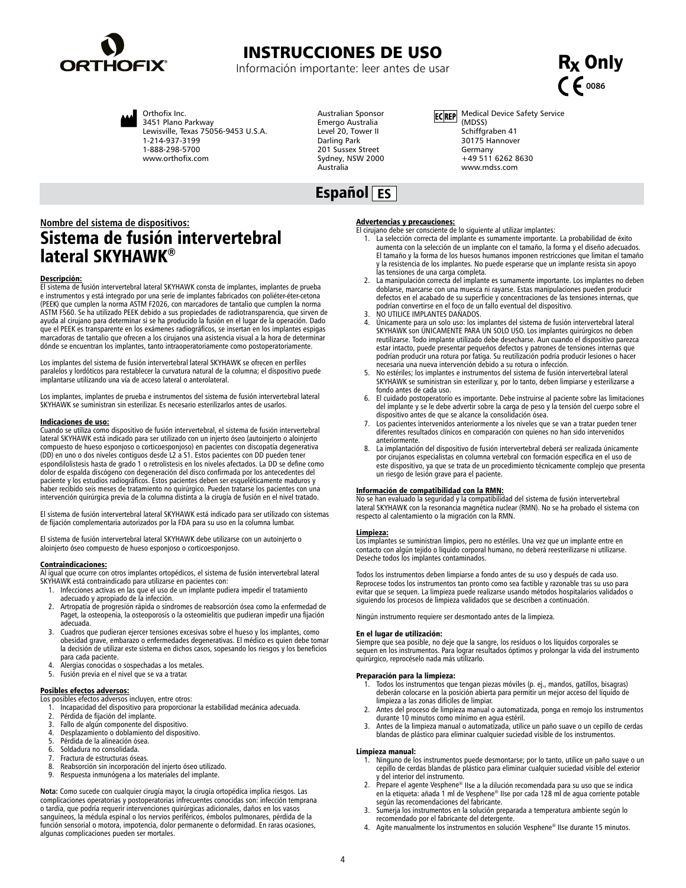# INSTRUCCIONES DE USO

Información importante: leer antes de usar

Rx Only

CE 0086

Orthofix Inc.
3451 Plano Parkway
Lewisville, Texas 75056-9453 U.S.A.
1-214-937-3199
1-888-298-5700
www.orthofix.com

Australian Sponsor
Emergo Australia
Level 20, Tower II
Darling Park
201 Sussex Street
Sydney, NSW 2000
Australia

EC REP Medical Device Safety Service (MDSS)
Schiffgraben 41
30175 Hannover
Germany
+49 511 6262 8630
www.mdss.com

## Español ES

**Nombre del sistema de dispositivos:**

## Sistema de fusión intervertebral lateral SKYHAWK®

**Descripción:**
El sistema de fusión intervertebral lateral SKYHAWK consta de implantes, implantes de prueba e instrumentos y está integrado por una serie de implantes fabricados con poliéter-éter-cetona (PEEK) que cumplen la norma ASTM F2026, con marcadores de tantalio que cumplen la norma ASTM F560. Se ha utilizado PEEK debido a sus propiedades de radiotransparencia, que sirven de ayuda al cirujano para determinar si se ha producido la fusión en el lugar de la operación. Dado que el PEEK es transparente en los exámenes radiográficos, se insertan en los implantes espigas marcadoras de tantalio que ofrecen a los cirujanos una asistencia visual a la hora de determinar dónde se encuentran los implantes, tanto intraoperatoriamente como postoperatoriamente.

Los implantes del sistema de fusión intervertebral lateral SKYHAWK se ofrecen en perfiles paralelos y lordóticos para restablecer la curvatura natural de la columna; el dispositivo puede implantarse utilizando una vía de acceso lateral o anterolateral.

Los implantes, implantes de prueba e instrumentos del sistema de fusión intervertebral lateral SKYHAWK se suministran sin esterilizar. Es necesario esterilizarlos antes de usarlos.

**Indicaciones de uso:**
Cuando se utiliza como dispositivo de fusión intervertebral, el sistema de fusión intervertebral lateral SKYHAWK está indicado para ser utilizado con un injerto óseo (autoinjerto o aloinjerto compuesto de hueso esponjoso o corticoesponjoso) en pacientes con discopatía degenerativa (DD) en uno o dos niveles contiguos desde L2 a S1. Estos pacientes con DD pueden tener espondilolistesis hasta de grado 1 o retrolistesis en los niveles afectados. La DD se define como dolor de espalda discógeno con degeneración del disco confirmada por los antecedentes del paciente y los estudios radiográficos. Estos pacientes deben ser esqueléticamente maduros y haber recibido seis meses de tratamiento no quirúrgico. Pueden tratarse los pacientes con una intervención quirúrgica previa de la columna distinta a la cirugía de fusión en el nivel tratado.

El sistema de fusión intervertebral lateral SKYHAWK está indicado para ser utilizado con sistemas de fijación complementaria autorizados por la FDA para su uso en la columna lumbar.

El sistema de fusión intervertebral lateral SKYHAWK debe utilizarse con un autoinjerto o aloinjerto óseo compuesto de hueso esponjoso o corticoesponjoso.

**Contraindicaciones:**
Al igual que ocurre con otros implantes ortopédicos, el sistema de fusión intervertebral lateral SKYHAWK está contraindicado para utilizarse en pacientes con:

1. Infecciones activas en las que el uso de un implante pudiera impedir el tratamiento adecuado y apropiado de la infección.
2. Artropatía de progresión rápida o síndromes de reabsorción ósea como la enfermedad de Paget, la osteopenia, la osteoporosis o la osteomielitis que pudieran impedir una fijación adecuada.
3. Cuadros que pudieran ejercer tensiones excesivas sobre el hueso y los implantes, como obesidad grave, embarazo o enfermedades degenerativas. El médico es quien debe tomar la decisión de utilizar este sistema en dichos casos, sopesando los riesgos y los beneficios para cada paciente.
4. Alergias conocidas o sospechadas a los metales.
5. Fusión previa en el nivel que se va a tratar.

**Posibles efectos adversos:**
Los posibles efectos adversos incluyen, entre otros:

1. Incapacidad del dispositivo para proporcionar la estabilidad mecánica adecuada.
2. Pérdida de fijación del implante.
3. Fallo de algún componente del dispositivo.
4. Desplazamiento o doblamiento del dispositivo.
5. Pérdida de la alineación ósea.
6. Soldadura no consolidada.
7. Fractura de estructuras óseas.
8. Reabsorción sin incorporación del injerto óseo utilizado.
9. Respuesta inmunógena a los materiales del implante.

**Nota:** Como sucede con cualquier cirugía mayor, la cirugía ortopédica implica riesgos. Las complicaciones operatorias y postoperatorias infrecuentes conocidas son: infección temprana o tardía, que podría requerir intervenciones quirúrgicas adicionales, daños en los vasos sanguíneos, la médula espinal o los nervios periféricos, émbolos pulmonares, pérdida de la función sensorial o motora, impotencia, dolor permanente o deformidad. En raras ocasiones, algunas complicaciones pueden ser mortales.

**Advertencias y precauciones:**
El cirujano debe ser consciente de lo siguiente al utilizar implantes:

1. La selección correcta del implante es sumamente importante. La probabilidad de éxito aumenta con la selección de un implante con el tamaño, la forma y el diseño adecuados. El tamaño y la forma de los huesos humanos imponen restricciones que limitan el tamaño y la resistencia de los implantes. No puede esperarse que un implante resista sin apoyo las tensiones de una carga completa.
2. La manipulación correcta del implante es sumamente importante. Los implantes no deben doblarse, marcarse con una muesca ni rayarse. Estas manipulaciones pueden producir defectos en el acabado de su superficie y concentraciones de las tensiones internas, que podrían convertirse en el foco de un fallo eventual del dispositivo.
3. NO UTILICE IMPLANTES DAÑADOS.
4. Únicamente para un solo uso: los implantes del sistema de fusión intervertebral lateral SKYHAWK son ÚNICAMENTE PARA UN SOLO USO. Los implantes quirúrgicos no deben reutilizarse. Todo implante utilizado debe desecharse. Aun cuando el dispositivo parezca estar intacto, puede presentar pequeños defectos y patrones de tensiones internas que podrían producir una rotura por fatiga. Su reutilización podría producir lesiones o hacer necesaria una nueva intervención debido a su rotura o infección.
5. No estériles; los implantes e instrumentos del sistema de fusión intervertebral lateral SKYHAWK se suministran sin esterilizar y, por lo tanto, deben limpiarse y esterilizarse a fondo antes de cada uso.
6. El cuidado postoperatorio es importante. Debe instruirse al paciente sobre las limitaciones del implante y se le debe advertir sobre la carga de peso y la tensión del cuerpo sobre el dispositivo antes de que se alcance la consolidación ósea.
7. Los pacientes intervenidos anteriormente a los niveles que se van a tratar pueden tener diferentes resultados clínicos en comparación con quienes no han sido intervenidos anteriormente.
8. La implantación del dispositivo de fusión intervertebral deberá ser realizada únicamente por cirujanos especialistas en columna vertebral con formación específica en el uso de este dispositivo, ya que se trata de un procedimiento técnicamente complejo que presenta un riesgo de lesión grave para el paciente.

**Información de compatibilidad con la RMN:**
No se han evaluado la seguridad y la compatibilidad del sistema de fusión intervertebral lateral SKYHAWK con la resonancia magnética nuclear (RMN). No se ha probado el sistema con respecto al calentamiento o la migración con la RMN.

**Limpieza:**
Los implantes se suministran limpios, pero no estériles. Una vez que un implante entre en contacto con algún tejido o líquido corporal humano, no deberá reesterilizarse ni utilizarse. Deseche todos los implantes contaminados.

Todos los instrumentos deben limpiarse a fondo antes de su uso y después de cada uso. Reprocese todos los instrumentos tan pronto como sea factible y razonable tras su uso para evitar que se sequen. La limpieza puede realizarse usando métodos hospitalarios validados o siguiendo los procesos de limpieza validados que se describen a continuación.

Ningún instrumento requiere ser desmontado antes de la limpieza.

**En el lugar de utilización:**
Siempre que sea posible, no deje que la sangre, los residuos o los líquidos corporales se sequen en los instrumentos. Para lograr resultados óptimos y prolongar la vida del instrumento quirúrgico, reprocéselo nada más utilizarlo.

**Preparación para la limpieza:**

1. Todos los instrumentos que tengan piezas móviles (p. ej., mandos, gatillos, bisagras) deberán colocarse en la posición abierta para permitir un mejor acceso del líquido de limpieza a las zonas difíciles de limpiar.
2. Antes del proceso de limpieza manual o automatizada, ponga en remojo los instrumentos durante 10 minutos como mínimo en agua estéril.
3. Antes de la limpieza manual o automatizada, utilice un paño suave o un cepillo de cerdas blandas de plástico para eliminar cualquier suciedad visible de los instrumentos.

**Limpieza manual:**

1. Ninguno de los instrumentos puede desmontarse; por lo tanto, utilice un paño suave o un cepillo de cerdas blandas de plástico para eliminar cualquier suciedad visible del exterior y del interior del instrumento.
2. Prepare el agente Vesphene® IIse a la dilución recomendada para su uso que se indica en la etiqueta: añada 1 ml de Vesphene® IIse por cada 128 ml de agua corriente potable según las recomendaciones del fabricante.
3. Sumerja los instrumentos en la solución preparada a temperatura ambiente según lo recomendado por el fabricante del detergente.
4. Agite manualmente los instrumentos en solución Vesphene® IIse durante 15 minutos.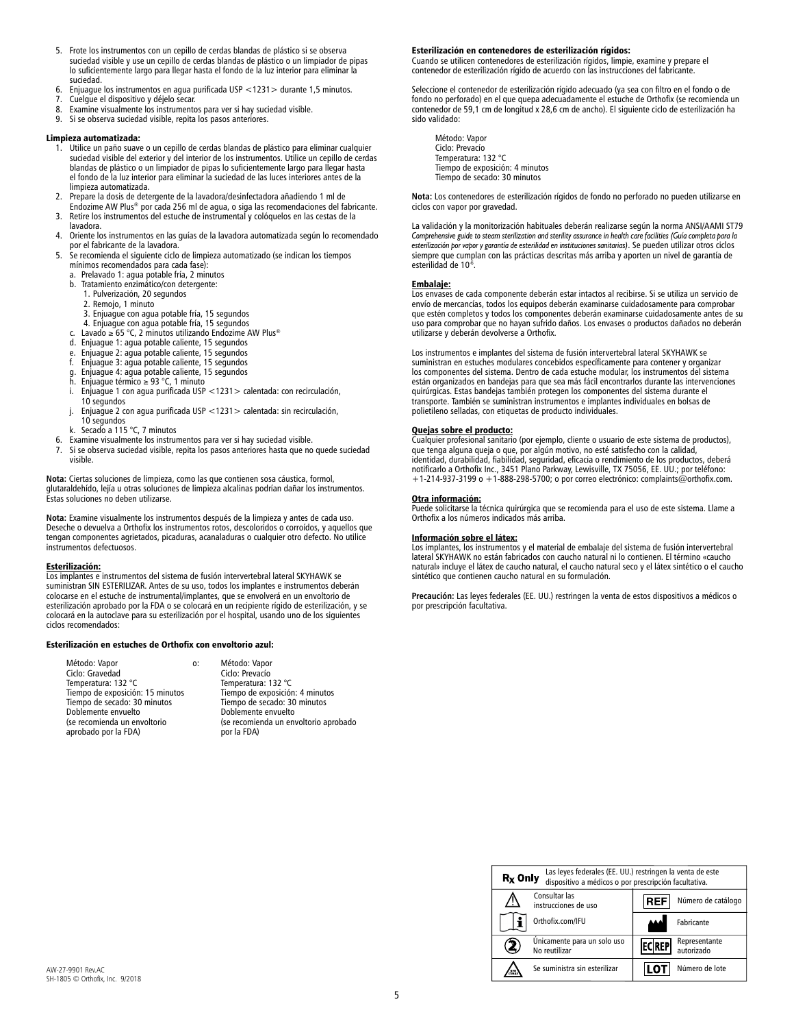5. Frote los instrumentos con un cepillo de cerdas blandas de plástico si se observa suciedad visible y use un cepillo de cerdas blandas de plástico o un limpiador de pipas lo suficientemente largo para llegar hasta el fondo de la luz interior para eliminar la suciedad.
6. Enjuague los instrumentos en agua purificada USP <1231> durante 1,5 minutos.
7. Cuelgue el dispositivo y déjelo secar.
8. Examine visualmente los instrumentos para ver si hay suciedad visible.
9. Si se observa suciedad visible, repita los pasos anteriores.

**Limpieza automatizada:**

1. Utilice un paño suave o un cepillo de cerdas blandas de plástico para eliminar cualquier suciedad visible del exterior y del interior de los instrumentos. Utilice un cepillo de cerdas blandas de plástico o un limpiador de pipas lo suficientemente largo para llegar hasta el fondo de la luz interior para eliminar la suciedad de las luces interiores antes de la limpieza automatizada.
2. Prepare la dosis de detergente de la lavadora/desinfectadora añadiendo 1 ml de Endozime AW Plus® por cada 256 ml de agua, o siga las recomendaciones del fabricante.
3. Retire los instrumentos del estuche de instrumental y colóquelos en las cestas de la lavadora.
4. Oriente los instrumentos en las guías de la lavadora automatizada según lo recomendado por el fabricante de la lavadora.
5. Se recomienda el siguiente ciclo de limpieza automatizado (se indican los tiempos mínimos recomendados para cada fase):
   a. Prelavado 1: agua potable fría, 2 minutos
   b. Tratamiento enzimático/con detergente:
      1. Pulverización, 20 segundos
      2. Remojo, 1 minuto
      3. Enjuague con agua potable fría, 15 segundos
      4. Enjuague con agua potable fría, 15 segundos
   c. Lavado ≥ 65 °C, 2 minutos utilizando Endozime AW Plus®
   d. Enjuague 1: agua potable caliente, 15 segundos
   e. Enjuague 2: agua potable caliente, 15 segundos
   f. Enjuague 3: agua potable caliente, 15 segundos
   g. Enjuague 4: agua potable caliente, 15 segundos
   h. Enjuague térmico ≥ 93 °C, 1 minuto
   i. Enjuague 1 con agua purificada USP <1231> calentada: con recirculación, 10 segundos
   j. Enjuague 2 con agua purificada USP <1231> calentada: sin recirculación, 10 segundos
   k. Secado a 115 °C, 7 minutos
6. Examine visualmente los instrumentos para ver si hay suciedad visible.
7. Si se observa suciedad visible, repita los pasos anteriores hasta que no quede suciedad visible.

**Nota:** Ciertas soluciones de limpieza, como las que contienen sosa cáustica, formol, glutaraldehído, lejía u otras soluciones de limpieza alcalinas podrían dañar los instrumentos. Estas soluciones no deben utilizarse.

**Nota:** Examine visualmente los instrumentos después de la limpieza y antes de cada uso. Deseche o devuelva a Orthofix los instrumentos rotos, descoloridos o corroídos, y aquellos que tengan componentes agrietados, picaduras, acanaladuras o cualquier otro defecto. No utilice instrumentos defectuosos.

**Esterilización:**

Los implantes e instrumentos del sistema de fusión intervertebral lateral SKYHAWK se suministran SIN ESTERILIZAR. Antes de su uso, todos los implantes e instrumentos deberán colocarse en el estuche de instrumental/implantes, que se envolverá en un envoltorio de esterilización aprobado por la FDA o se colocará en un recipiente rígido de esterilización, y se colocará en la autoclave para su esterilización por el hospital, usando uno de los siguientes ciclos recomendados:

**Esterilización en estuches de Orthofix con envoltorio azul:**

Método: Vapor
Ciclo: Gravedad
Temperatura: 132 °C
Tiempo de exposición: 15 minutos
Tiempo de secado: 30 minutos
Doblemente envuelto
(se recomienda un envoltorio aprobado por la FDA)

o:

Método: Vapor
Ciclo: Prevacío
Temperatura: 132 °C
Tiempo de exposición: 4 minutos
Tiempo de secado: 30 minutos
Doblemente envuelto
(se recomienda un envoltorio aprobado por la FDA)

**Esterilización en contenedores de esterilización rígidos:**

Cuando se utilicen contenedores de esterilización rígidos, limpie, examine y prepare el contenedor de esterilización rígido de acuerdo con las instrucciones del fabricante.

Seleccione el contenedor de esterilización rígido adecuado (ya sea con filtro en el fondo o de fondo no perforado) en el que quepa adecuadamente el estuche de Orthofix (se recomienda un contenedor de 59,1 cm de longitud x 28,6 cm de ancho). El siguiente ciclo de esterilización ha sido validado:

Método: Vapor
Ciclo: Prevacío
Temperatura: 132 °C
Tiempo de exposición: 4 minutos
Tiempo de secado: 30 minutos

**Nota:** Los contenedores de esterilización rígidos de fondo no perforado no pueden utilizarse en ciclos con vapor por gravedad.

La validación y la monitorización habituales deberán realizarse según la norma ANSI/AAMI ST79 *Comprehensive guide to steam sterilization and sterility assurance in health care facilities (Guía completa para la esterilización por vapor y garantía de esterilidad en instituciones sanitarias)*. Se pueden utilizar otros ciclos siempre que cumplan con las prácticas descritas más arriba y aporten un nivel de garantía de esterilidad de $10^{-6}$.

**Embalaje:**

Los envases de cada componente deberán estar intactos al recibirse. Si se utiliza un servicio de envío de mercancías, todos los equipos deberán examinarse cuidadosamente para comprobar que estén completos y todos los componentes deberán examinarse cuidadosamente antes de su uso para comprobar que no hayan sufrido daños. Los envases o productos dañados no deberán utilizarse y deberán devolverse a Orthofix.

Los instrumentos e implantes del sistema de fusión intervertebral lateral SKYHAWK se suministran en estuches modulares concebidos específicamente para contener y organizar los componentes del sistema. Dentro de cada estuche modular, los instrumentos del sistema están organizados en bandejas para que sea más fácil encontrarlos durante las intervenciones quirúrgicas. Estas bandejas también protegen los componentes del sistema durante el transporte. También se suministran instrumentos e implantes individuales en bolsas de polietileno selladas, con etiquetas de producto individuales.

**Quejas sobre el producto:**

Cualquier profesional sanitario (por ejemplo, cliente o usuario de este sistema de productos), que tenga alguna queja o que, por algún motivo, no esté satisfecho con la calidad, identidad, durabilidad, fiabilidad, seguridad, eficacia o rendimiento de los productos, deberá notificarlo a Orthofix Inc., 3451 Plano Parkway, Lewisville, TX 75056, EE. UU.; por teléfono: +1-214-937-3199 o +1-888-298-5700; o por correo electrónico: complaints@orthofix.com.

**Otra información:**

Puede solicitarse la técnica quirúrgica que se recomienda para el uso de este sistema. Llame a Orthofix a los números indicados más arriba.

**Información sobre el látex:**

Los implantes, los instrumentos y el material de embalaje del sistema de fusión intervertebral lateral SKYHAWK no están fabricados con caucho natural ni lo contienen. El término «caucho natural» incluye el látex de caucho natural, el caucho natural seco y el látex sintético o el caucho sintético que contienen caucho natural en su formulación.

**Precaución:** Las leyes federales (EE. UU.) restringen la venta de estos dispositivos a médicos o por prescripción facultativa.

| | | | |
|---|---|---|---|
| Rx Only | Las leyes federales (EE. UU.) restringen la venta de este dispositivo a médicos o por prescripción facultativa. | | |
| ⚠ | Consultar las instrucciones de uso | REF | Número de catálogo |
| i | Orthofix.com/IFU | | Fabricante |
| ② | Únicamente para un solo uso No reutilizar | EC REP | Representante autorizado |
| | Se suministra sin esterilizar | LOT | Número de lote |

AW-27-9901 Rev.AC
SH-1805 © Orthofix, Inc. 9/2018